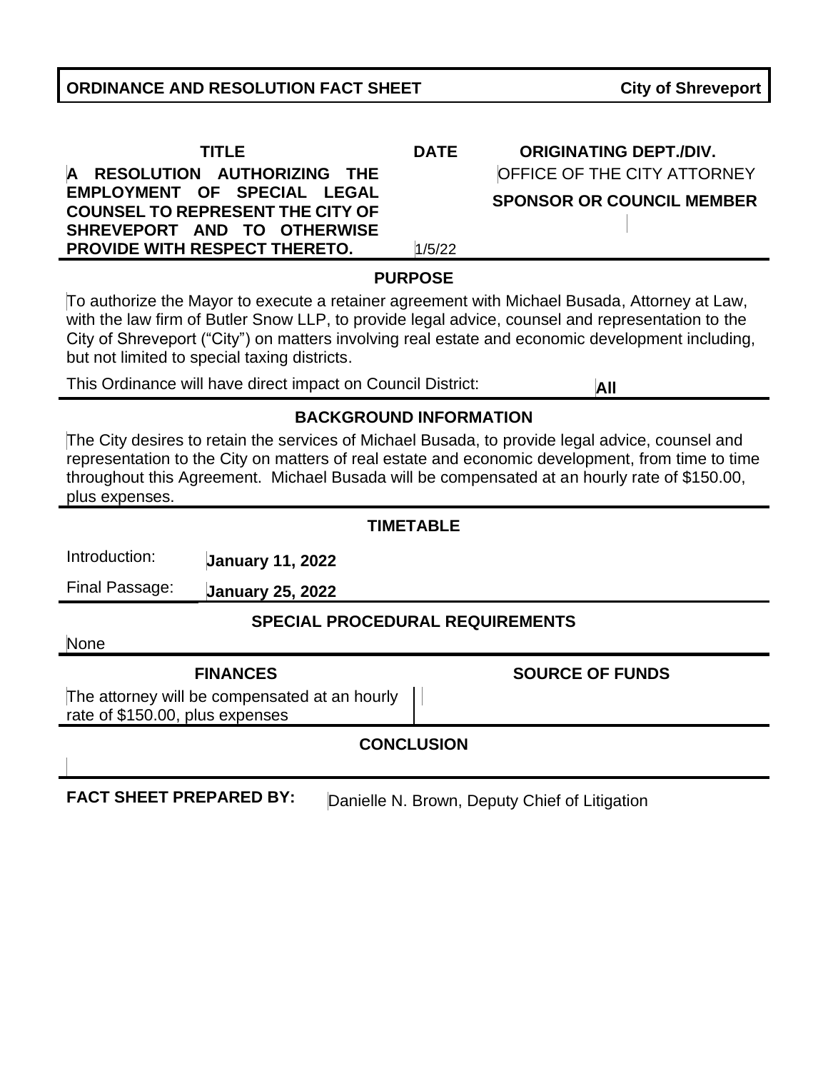**ORDINANCE AND RESOLUTION FACT SHEET** **City of Shreveport**

| TITLE | DATE | ORIGINATING DEPT./DIV. |
|---|---|---|
| **A RESOLUTION AUTHORIZING THE EMPLOYMENT OF SPECIAL LEGAL COUNSEL TO REPRESENT THE CITY OF SHREVEPORT AND TO OTHERWISE PROVIDE WITH RESPECT THERETO.** | 1/5/22 | OFFICE OF THE CITY ATTORNEY<br>**SPONSOR OR COUNCIL MEMBER** |

## PURPOSE

To authorize the Mayor to execute a retainer agreement with Michael Busada, Attorney at Law, with the law firm of Butler Snow LLP, to provide legal advice, counsel and representation to the City of Shreveport ("City") on matters involving real estate and economic development including, but not limited to special taxing districts.

This Ordinance will have direct impact on Council District: **All**

## BACKGROUND INFORMATION

The City desires to retain the services of Michael Busada, to provide legal advice, counsel and representation to the City on matters of real estate and economic development, from time to time throughout this Agreement. Michael Busada will be compensated at an hourly rate of $150.00, plus expenses.

## TIMETABLE

Introduction: **January 11, 2022**

Final Passage: **January 25, 2022**

## SPECIAL PROCEDURAL REQUIREMENTS

None

| FINANCES | SOURCE OF FUNDS |
|---|---|
| The attorney will be compensated at an hourly rate of $150.00, plus expenses | |

## CONCLUSION

**FACT SHEET PREPARED BY:** Danielle N. Brown, Deputy Chief of Litigation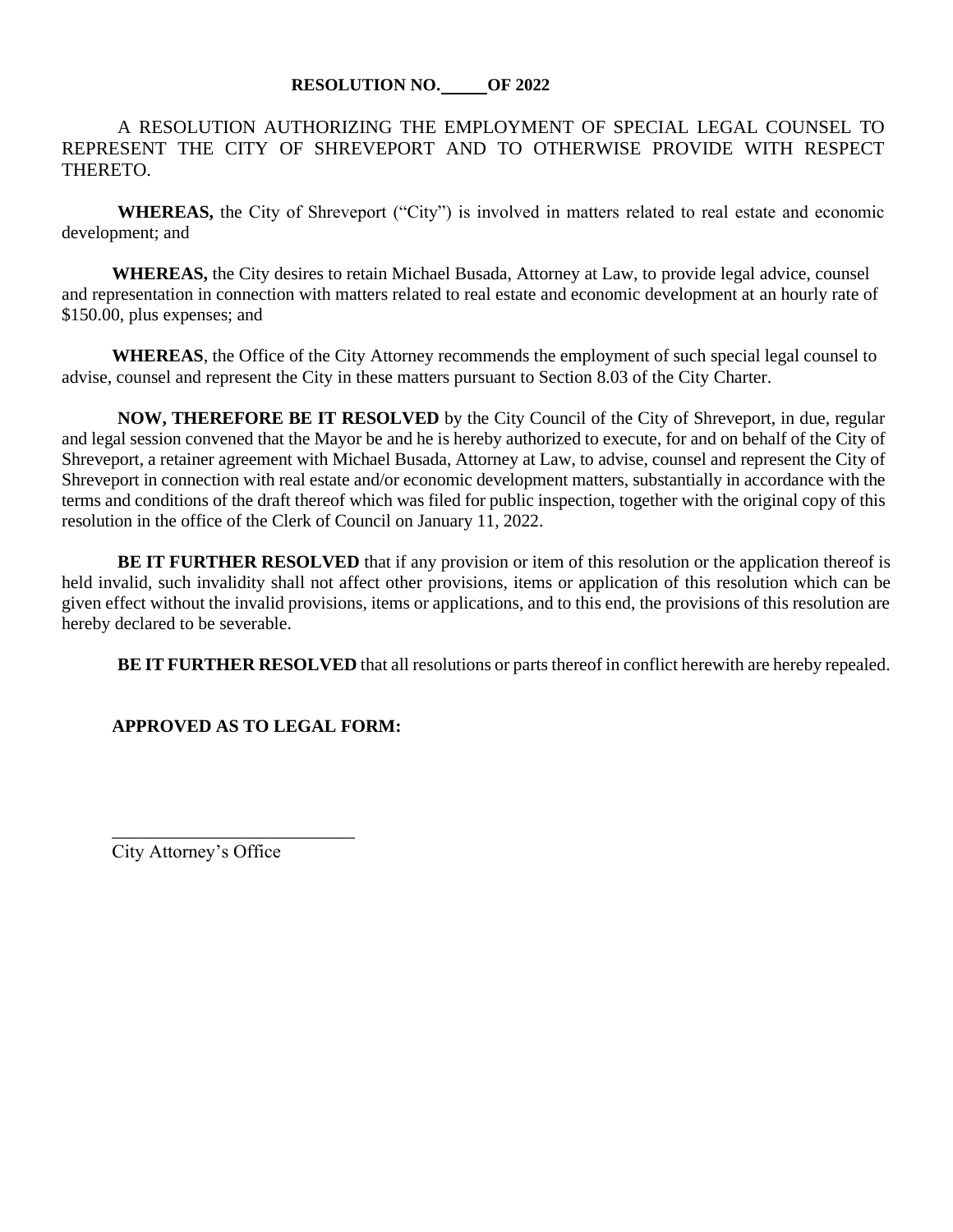**RESOLUTION NO. \_\_\_\_\_ OF 2022**

A RESOLUTION AUTHORIZING THE EMPLOYMENT OF SPECIAL LEGAL COUNSEL TO REPRESENT THE CITY OF SHREVEPORT AND TO OTHERWISE PROVIDE WITH RESPECT THERETO.

**WHEREAS,** the City of Shreveport ("City") is involved in matters related to real estate and economic development; and

**WHEREAS,** the City desires to retain Michael Busada, Attorney at Law, to provide legal advice, counsel and representation in connection with matters related to real estate and economic development at an hourly rate of $150.00, plus expenses; and

**WHEREAS**, the Office of the City Attorney recommends the employment of such special legal counsel to advise, counsel and represent the City in these matters pursuant to Section 8.03 of the City Charter.

**NOW, THEREFORE BE IT RESOLVED** by the City Council of the City of Shreveport, in due, regular and legal session convened that the Mayor be and he is hereby authorized to execute, for and on behalf of the City of Shreveport, a retainer agreement with Michael Busada, Attorney at Law, to advise, counsel and represent the City of Shreveport in connection with real estate and/or economic development matters, substantially in accordance with the terms and conditions of the draft thereof which was filed for public inspection, together with the original copy of this resolution in the office of the Clerk of Council on January 11, 2022.

**BE IT FURTHER RESOLVED** that if any provision or item of this resolution or the application thereof is held invalid, such invalidity shall not affect other provisions, items or application of this resolution which can be given effect without the invalid provisions, items or applications, and to this end, the provisions of this resolution are hereby declared to be severable.

**BE IT FURTHER RESOLVED** that all resolutions or parts thereof in conflict herewith are hereby repealed.

**APPROVED AS TO LEGAL FORM:**

\_\_\_\_\_\_\_\_\_\_\_\_\_\_\_\_\_\_\_\_\_\_\_\_\_\_

City Attorney's Office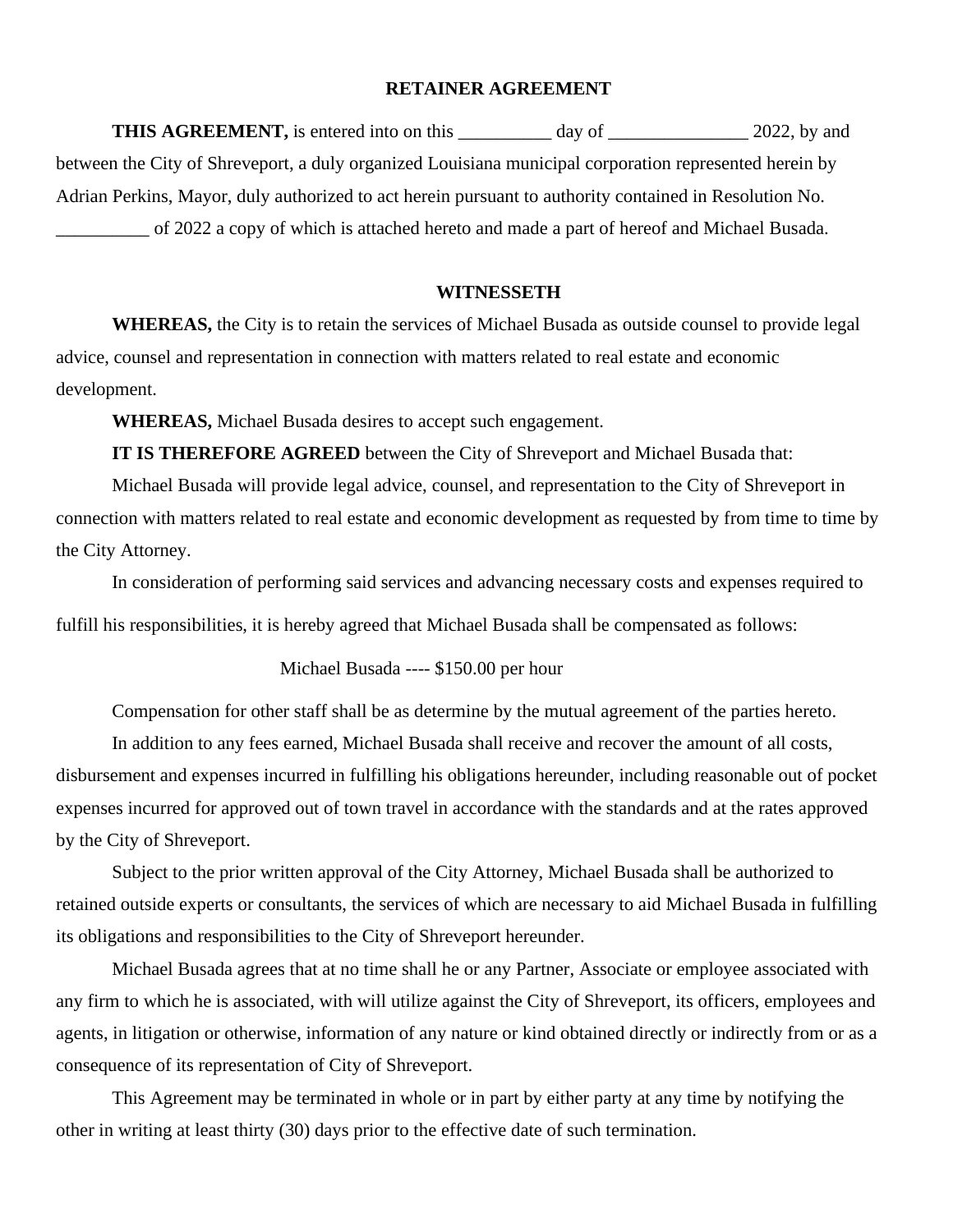# RETAINER AGREEMENT

**THIS AGREEMENT,** is entered into on this __________ day of _______________ 2022, by and between the City of Shreveport, a duly organized Louisiana municipal corporation represented herein by Adrian Perkins, Mayor, duly authorized to act herein pursuant to authority contained in Resolution No. __________ of 2022 a copy of which is attached hereto and made a part of hereof and Michael Busada.

## WITNESSETH

**WHEREAS,** the City is to retain the services of Michael Busada as outside counsel to provide legal advice, counsel and representation in connection with matters related to real estate and economic development.

**WHEREAS,** Michael Busada desires to accept such engagement.

**IT IS THEREFORE AGREED** between the City of Shreveport and Michael Busada that:

Michael Busada will provide legal advice, counsel, and representation to the City of Shreveport in connection with matters related to real estate and economic development as requested by from time to time by the City Attorney.

In consideration of performing said services and advancing necessary costs and expenses required to fulfill his responsibilities, it is hereby agreed that Michael Busada shall be compensated as follows:

Michael Busada ---- $150.00 per hour

Compensation for other staff shall be as determine by the mutual agreement of the parties hereto.

In addition to any fees earned, Michael Busada shall receive and recover the amount of all costs, disbursement and expenses incurred in fulfilling his obligations hereunder, including reasonable out of pocket expenses incurred for approved out of town travel in accordance with the standards and at the rates approved by the City of Shreveport.

Subject to the prior written approval of the City Attorney, Michael Busada shall be authorized to retained outside experts or consultants, the services of which are necessary to aid Michael Busada in fulfilling its obligations and responsibilities to the City of Shreveport hereunder.

Michael Busada agrees that at no time shall he or any Partner, Associate or employee associated with any firm to which he is associated, with will utilize against the City of Shreveport, its officers, employees and agents, in litigation or otherwise, information of any nature or kind obtained directly or indirectly from or as a consequence of its representation of City of Shreveport.

This Agreement may be terminated in whole or in part by either party at any time by notifying the other in writing at least thirty (30) days prior to the effective date of such termination.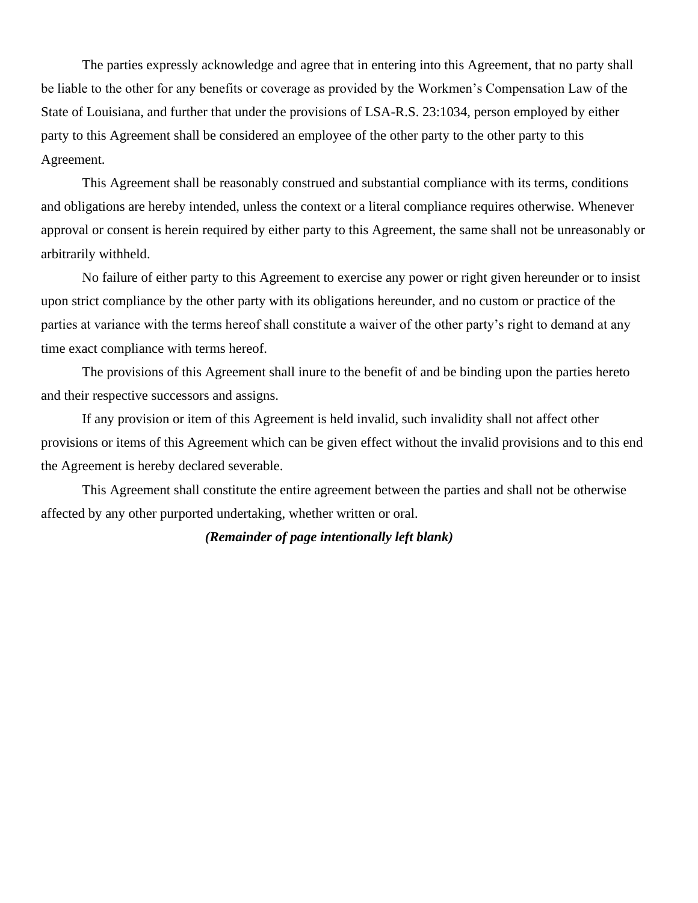The parties expressly acknowledge and agree that in entering into this Agreement, that no party shall be liable to the other for any benefits or coverage as provided by the Workmen's Compensation Law of the State of Louisiana, and further that under the provisions of LSA-R.S. 23:1034, person employed by either party to this Agreement shall be considered an employee of the other party to the other party to this Agreement.

This Agreement shall be reasonably construed and substantial compliance with its terms, conditions and obligations are hereby intended, unless the context or a literal compliance requires otherwise. Whenever approval or consent is herein required by either party to this Agreement, the same shall not be unreasonably or arbitrarily withheld.

No failure of either party to this Agreement to exercise any power or right given hereunder or to insist upon strict compliance by the other party with its obligations hereunder, and no custom or practice of the parties at variance with the terms hereof shall constitute a waiver of the other party's right to demand at any time exact compliance with terms hereof.

The provisions of this Agreement shall inure to the benefit of and be binding upon the parties hereto and their respective successors and assigns.

If any provision or item of this Agreement is held invalid, such invalidity shall not affect other provisions or items of this Agreement which can be given effect without the invalid provisions and to this end the Agreement is hereby declared severable.

This Agreement shall constitute the entire agreement between the parties and shall not be otherwise affected by any other purported undertaking, whether written or oral.

***(Remainder of page intentionally left blank)***